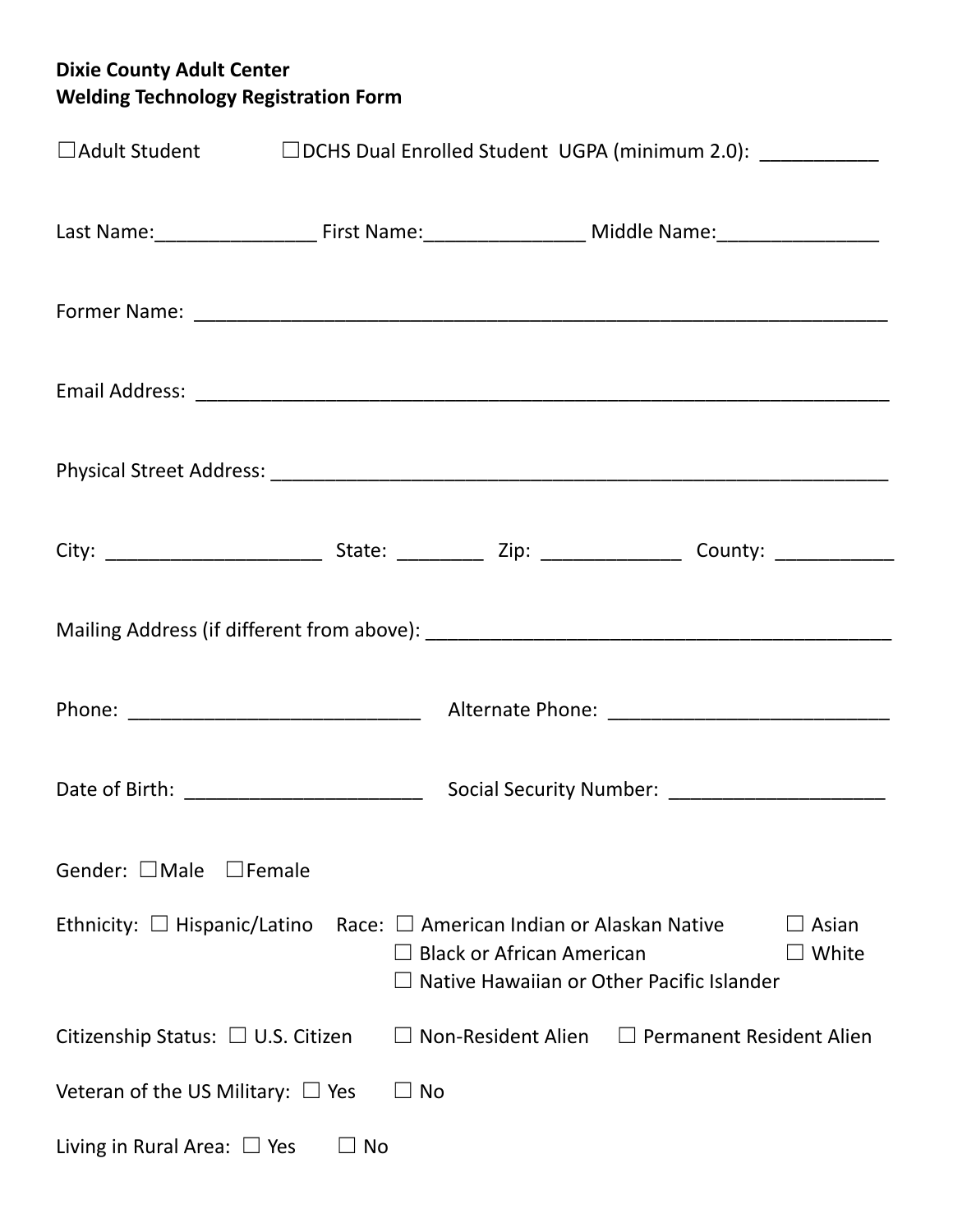**Dixie County Adult Center**
**Welding Technology Registration Form**

☐Adult Student ☐DCHS Dual Enrolled Student UGPA (minimum 2.0): ___________

Last Name:_______________ First Name:_______________ Middle Name:_______________

Former Name: ________________________________________________________________

Email Address: ________________________________________________________________

Physical Street Address: _________________________________________________________

City: ____________________ State: ________ Zip: _____________ County: ___________

Mailing Address (if different from above): ____________________________________________

Phone: ___________________________ Alternate Phone: __________________________

Date of Birth: ______________________ Social Security Number: ____________________

Gender: ☐Male ☐Female

Ethnicity: ☐ Hispanic/Latino Race: ☐ American Indian or Alaskan Native ☐ Asian
☐ Black or African American ☐ White
☐ Native Hawaiian or Other Pacific Islander

Citizenship Status: ☐ U.S. Citizen ☐ Non-Resident Alien ☐ Permanent Resident Alien

Veteran of the US Military: ☐ Yes ☐ No

Living in Rural Area: ☐ Yes ☐ No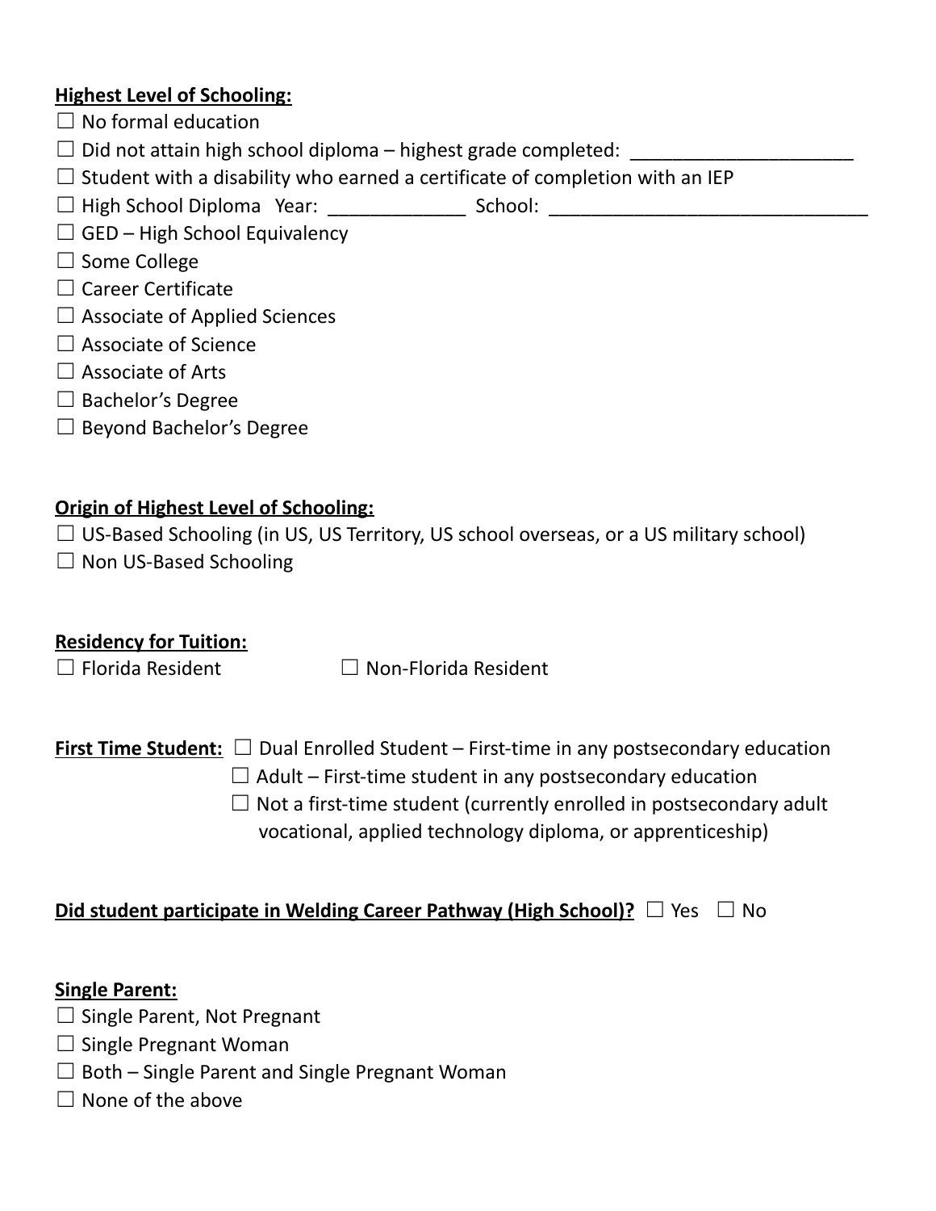**Highest Level of Schooling:**

☐ No formal education
☐ Did not attain high school diploma – highest grade completed: _____________________
☐ Student with a disability who earned a certificate of completion with an IEP
☐ High School Diploma  Year: _____________  School: ______________________________
☐ GED – High School Equivalency
☐ Some College
☐ Career Certificate
☐ Associate of Applied Sciences
☐ Associate of Science
☐ Associate of Arts
☐ Bachelor's Degree
☐ Beyond Bachelor's Degree

**Origin of Highest Level of Schooling:**

☐ US-Based Schooling (in US, US Territory, US school overseas, or a US military school)
☐ Non US-Based Schooling

**Residency for Tuition:**

☐ Florida Resident   ☐ Non-Florida Resident

**First Time Student:** ☐ Dual Enrolled Student – First-time in any postsecondary education
☐ Adult – First-time student in any postsecondary education
☐ Not a first-time student (currently enrolled in postsecondary adult vocational, applied technology diploma, or apprenticeship)

**Did student participate in Welding Career Pathway (High School)?** ☐ Yes ☐ No

**Single Parent:**

☐ Single Parent, Not Pregnant
☐ Single Pregnant Woman
☐ Both – Single Parent and Single Pregnant Woman
☐ None of the above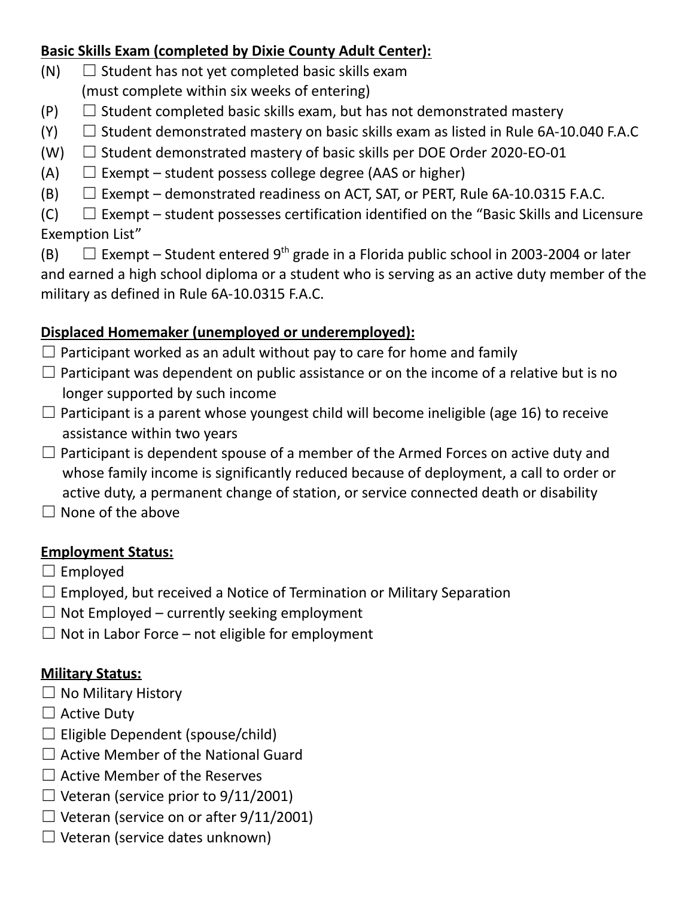**Basic Skills Exam (completed by Dixie County Adult Center):**

(N) ☐ Student has not yet completed basic skills exam (must complete within six weeks of entering)

(P) ☐ Student completed basic skills exam, but has not demonstrated mastery

(Y) ☐ Student demonstrated mastery on basic skills exam as listed in Rule 6A-10.040 F.A.C

(W) ☐ Student demonstrated mastery of basic skills per DOE Order 2020-EO-01

(A) ☐ Exempt – student possess college degree (AAS or higher)

(B) ☐ Exempt – demonstrated readiness on ACT, SAT, or PERT, Rule 6A-10.0315 F.A.C.

(C) ☐ Exempt – student possesses certification identified on the "Basic Skills and Licensure Exemption List"

(B) ☐ Exempt – Student entered 9th grade in a Florida public school in 2003-2004 or later and earned a high school diploma or a student who is serving as an active duty member of the military as defined in Rule 6A-10.0315 F.A.C.

**Displaced Homemaker (unemployed or underemployed):**

☐ Participant worked as an adult without pay to care for home and family

☐ Participant was dependent on public assistance or on the income of a relative but is no longer supported by such income

☐ Participant is a parent whose youngest child will become ineligible (age 16) to receive assistance within two years

☐ Participant is dependent spouse of a member of the Armed Forces on active duty and whose family income is significantly reduced because of deployment, a call to order or active duty, a permanent change of station, or service connected death or disability

☐ None of the above

**Employment Status:**

☐ Employed

☐ Employed, but received a Notice of Termination or Military Separation

☐ Not Employed – currently seeking employment

☐ Not in Labor Force – not eligible for employment

**Military Status:**

☐ No Military History

☐ Active Duty

☐ Eligible Dependent (spouse/child)

☐ Active Member of the National Guard

☐ Active Member of the Reserves

☐ Veteran (service prior to 9/11/2001)

☐ Veteran (service on or after 9/11/2001)

☐ Veteran (service dates unknown)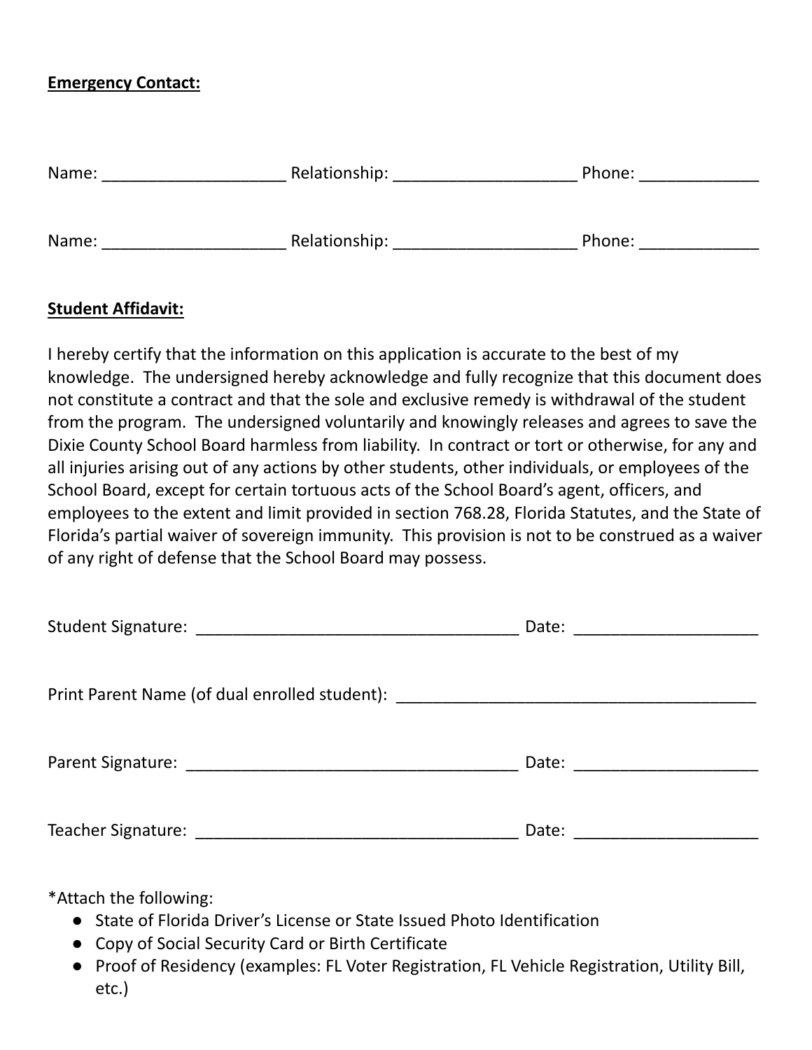**Emergency Contact:**

Name: ____________________ Relationship: ____________________ Phone: _____________

Name: ____________________ Relationship: ____________________ Phone: _____________

**Student Affidavit:**

I hereby certify that the information on this application is accurate to the best of my knowledge. The undersigned hereby acknowledge and fully recognize that this document does not constitute a contract and that the sole and exclusive remedy is withdrawal of the student from the program. The undersigned voluntarily and knowingly releases and agrees to save the Dixie County School Board harmless from liability. In contract or tort or otherwise, for any and all injuries arising out of any actions by other students, other individuals, or employees of the School Board, except for certain tortuous acts of the School Board's agent, officers, and employees to the extent and limit provided in section 768.28, Florida Statutes, and the State of Florida's partial waiver of sovereign immunity. This provision is not to be construed as a waiver of any right of defense that the School Board may possess.

Student Signature: ___________________________________ Date: ____________________

Print Parent Name (of dual enrolled student): ________________________________________

Parent Signature: ____________________________________ Date: ____________________

Teacher Signature: ___________________________________ Date: ____________________

*Attach the following:

- State of Florida Driver's License or State Issued Photo Identification
- Copy of Social Security Card or Birth Certificate
- Proof of Residency (examples: FL Voter Registration, FL Vehicle Registration, Utility Bill, etc.)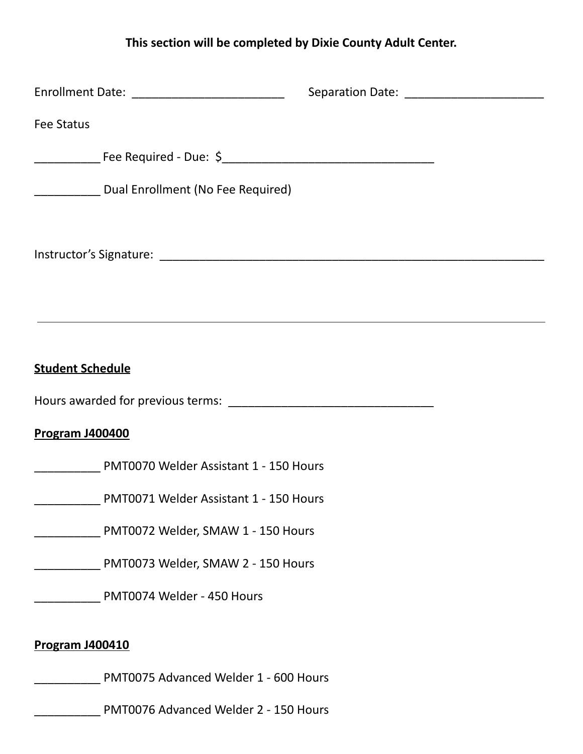**This section will be completed by Dixie County Adult Center.**

Enrollment Date: ________________________ Separation Date: ______________________

Fee Status

__________ Fee Required - Due: $_________________________________

__________ Dual Enrollment (No Fee Required)

Instructor's Signature: ______________________________________________________________

---

**Student Schedule**

Hours awarded for previous terms: ________________________________

**Program J400400**

__________ PMT0070 Welder Assistant 1 - 150 Hours

__________ PMT0071 Welder Assistant 1 - 150 Hours

__________ PMT0072 Welder, SMAW 1 - 150 Hours

__________ PMT0073 Welder, SMAW 2 - 150 Hours

__________ PMT0074 Welder - 450 Hours

**Program J400410**

__________ PMT0075 Advanced Welder 1 - 600 Hours

__________ PMT0076 Advanced Welder 2 - 150 Hours